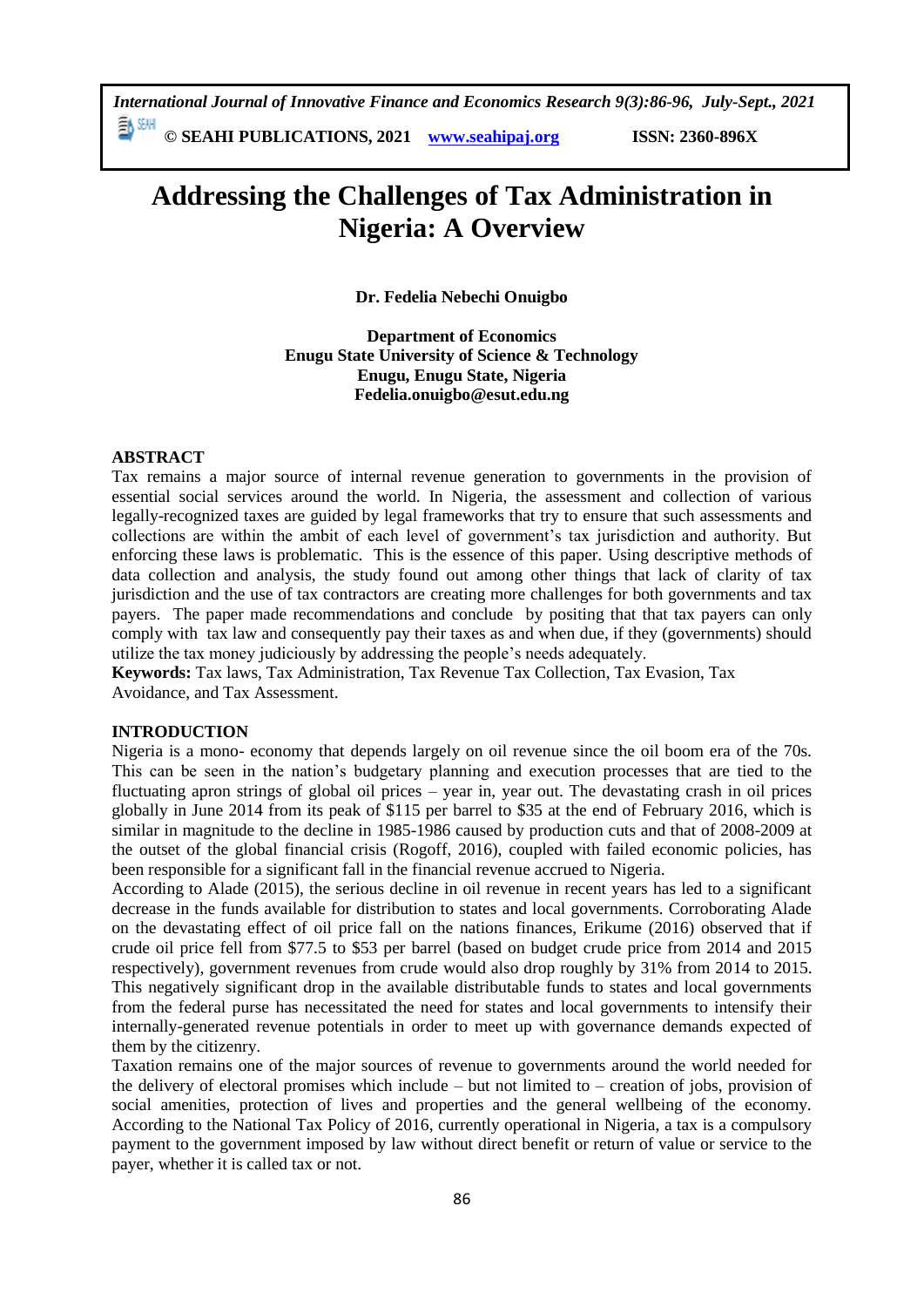# Addressing the Challenges of Tax Administration in Nigeria: A Overview

**Dr. Fedelia Nebechi Onuigbo**

**Department of Economics**
**Enugu State University of Science & Technology**
**Enugu, Enugu State, Nigeria**
**Fedelia.onuigbo@esut.edu.ng**

## ABSTRACT

Tax remains a major source of internal revenue generation to governments in the provision of essential social services around the world. In Nigeria, the assessment and collection of various legally-recognized taxes are guided by legal frameworks that try to ensure that such assessments and collections are within the ambit of each level of government's tax jurisdiction and authority. But enforcing these laws is problematic. This is the essence of this paper. Using descriptive methods of data collection and analysis, the study found out among other things that lack of clarity of tax jurisdiction and the use of tax contractors are creating more challenges for both governments and tax payers. The paper made recommendations and conclude by positing that that tax payers can only comply with tax law and consequently pay their taxes as and when due, if they (governments) should utilize the tax money judiciously by addressing the people's needs adequately.

**Keywords:** Tax laws, Tax Administration, Tax Revenue Tax Collection, Tax Evasion, Tax Avoidance, and Tax Assessment.

## INTRODUCTION

Nigeria is a mono- economy that depends largely on oil revenue since the oil boom era of the 70s. This can be seen in the nation's budgetary planning and execution processes that are tied to the fluctuating apron strings of global oil prices – year in, year out. The devastating crash in oil prices globally in June 2014 from its peak of \$115 per barrel to \$35 at the end of February 2016, which is similar in magnitude to the decline in 1985-1986 caused by production cuts and that of 2008-2009 at the outset of the global financial crisis (Rogoff, 2016), coupled with failed economic policies, has been responsible for a significant fall in the financial revenue accrued to Nigeria.

According to Alade (2015), the serious decline in oil revenue in recent years has led to a significant decrease in the funds available for distribution to states and local governments. Corroborating Alade on the devastating effect of oil price fall on the nations finances, Erikume (2016) observed that if crude oil price fell from \$77.5 to \$53 per barrel (based on budget crude price from 2014 and 2015 respectively), government revenues from crude would also drop roughly by 31% from 2014 to 2015. This negatively significant drop in the available distributable funds to states and local governments from the federal purse has necessitated the need for states and local governments to intensify their internally-generated revenue potentials in order to meet up with governance demands expected of them by the citizenry.

Taxation remains one of the major sources of revenue to governments around the world needed for the delivery of electoral promises which include – but not limited to – creation of jobs, provision of social amenities, protection of lives and properties and the general wellbeing of the economy. According to the National Tax Policy of 2016, currently operational in Nigeria, a tax is a compulsory payment to the government imposed by law without direct benefit or return of value or service to the payer, whether it is called tax or not.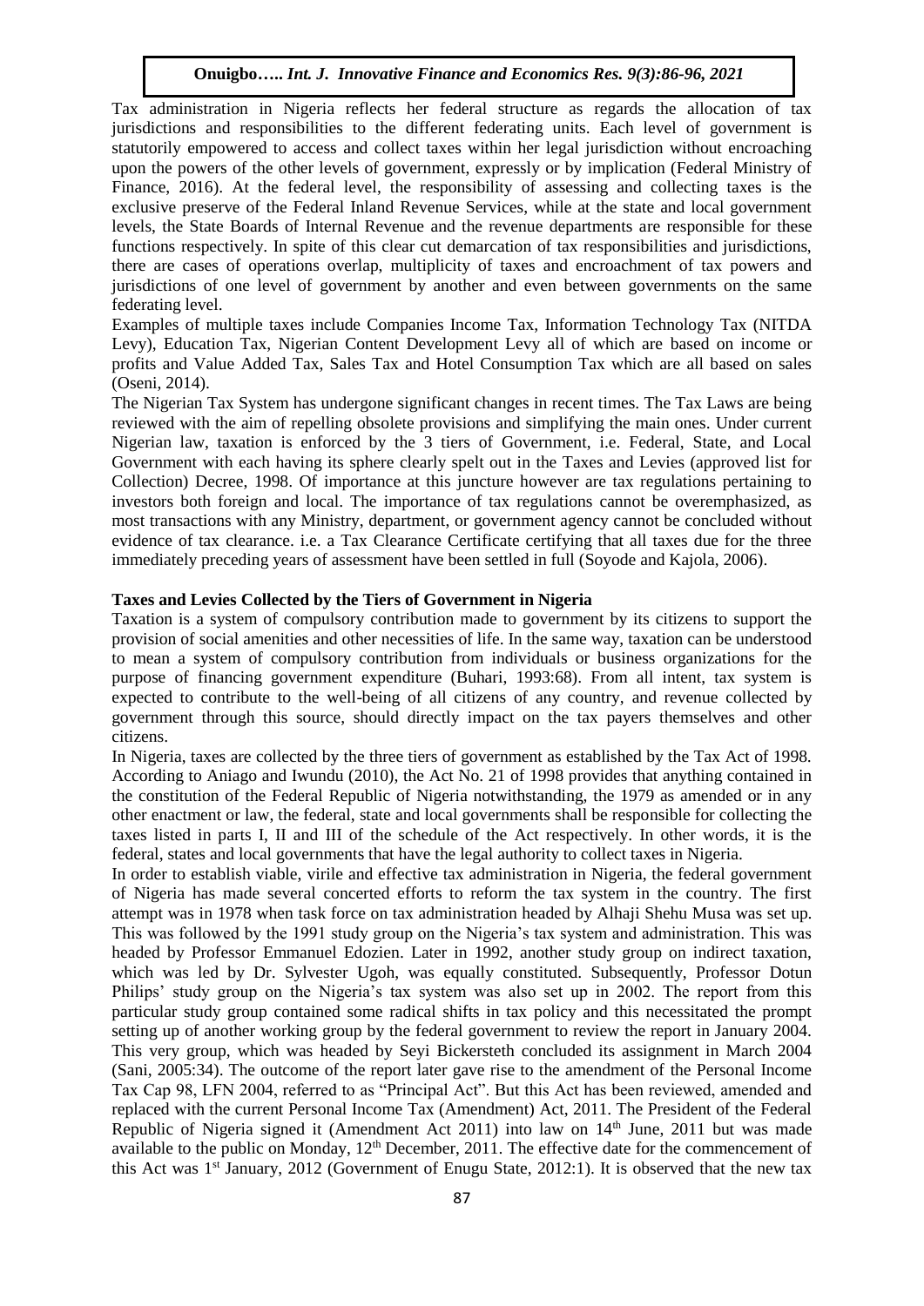Tax administration in Nigeria reflects her federal structure as regards the allocation of tax jurisdictions and responsibilities to the different federating units. Each level of government is statutorily empowered to access and collect taxes within her legal jurisdiction without encroaching upon the powers of the other levels of government, expressly or by implication (Federal Ministry of Finance, 2016). At the federal level, the responsibility of assessing and collecting taxes is the exclusive preserve of the Federal Inland Revenue Services, while at the state and local government levels, the State Boards of Internal Revenue and the revenue departments are responsible for these functions respectively. In spite of this clear cut demarcation of tax responsibilities and jurisdictions, there are cases of operations overlap, multiplicity of taxes and encroachment of tax powers and jurisdictions of one level of government by another and even between governments on the same federating level.

Examples of multiple taxes include Companies Income Tax, Information Technology Tax (NITDA Levy), Education Tax, Nigerian Content Development Levy all of which are based on income or profits and Value Added Tax, Sales Tax and Hotel Consumption Tax which are all based on sales (Oseni, 2014).

The Nigerian Tax System has undergone significant changes in recent times. The Tax Laws are being reviewed with the aim of repelling obsolete provisions and simplifying the main ones. Under current Nigerian law, taxation is enforced by the 3 tiers of Government, i.e. Federal, State, and Local Government with each having its sphere clearly spelt out in the Taxes and Levies (approved list for Collection) Decree, 1998. Of importance at this juncture however are tax regulations pertaining to investors both foreign and local. The importance of tax regulations cannot be overemphasized, as most transactions with any Ministry, department, or government agency cannot be concluded without evidence of tax clearance. i.e. a Tax Clearance Certificate certifying that all taxes due for the three immediately preceding years of assessment have been settled in full (Soyode and Kajola, 2006).

**Taxes and Levies Collected by the Tiers of Government in Nigeria**

Taxation is a system of compulsory contribution made to government by its citizens to support the provision of social amenities and other necessities of life. In the same way, taxation can be understood to mean a system of compulsory contribution from individuals or business organizations for the purpose of financing government expenditure (Buhari, 1993:68). From all intent, tax system is expected to contribute to the well-being of all citizens of any country, and revenue collected by government through this source, should directly impact on the tax payers themselves and other citizens.

In Nigeria, taxes are collected by the three tiers of government as established by the Tax Act of 1998. According to Aniago and Iwundu (2010), the Act No. 21 of 1998 provides that anything contained in the constitution of the Federal Republic of Nigeria notwithstanding, the 1979 as amended or in any other enactment or law, the federal, state and local governments shall be responsible for collecting the taxes listed in parts I, II and III of the schedule of the Act respectively. In other words, it is the federal, states and local governments that have the legal authority to collect taxes in Nigeria.

In order to establish viable, virile and effective tax administration in Nigeria, the federal government of Nigeria has made several concerted efforts to reform the tax system in the country. The first attempt was in 1978 when task force on tax administration headed by Alhaji Shehu Musa was set up. This was followed by the 1991 study group on the Nigeria's tax system and administration. This was headed by Professor Emmanuel Edozien. Later in 1992, another study group on indirect taxation, which was led by Dr. Sylvester Ugoh, was equally constituted. Subsequently, Professor Dotun Philips' study group on the Nigeria's tax system was also set up in 2002. The report from this particular study group contained some radical shifts in tax policy and this necessitated the prompt setting up of another working group by the federal government to review the report in January 2004. This very group, which was headed by Seyi Bickersteth concluded its assignment in March 2004 (Sani, 2005:34). The outcome of the report later gave rise to the amendment of the Personal Income Tax Cap 98, LFN 2004, referred to as "Principal Act". But this Act has been reviewed, amended and replaced with the current Personal Income Tax (Amendment) Act, 2011. The President of the Federal Republic of Nigeria signed it (Amendment Act 2011) into law on 14th June, 2011 but was made available to the public on Monday, 12th December, 2011. The effective date for the commencement of this Act was 1st January, 2012 (Government of Enugu State, 2012:1). It is observed that the new tax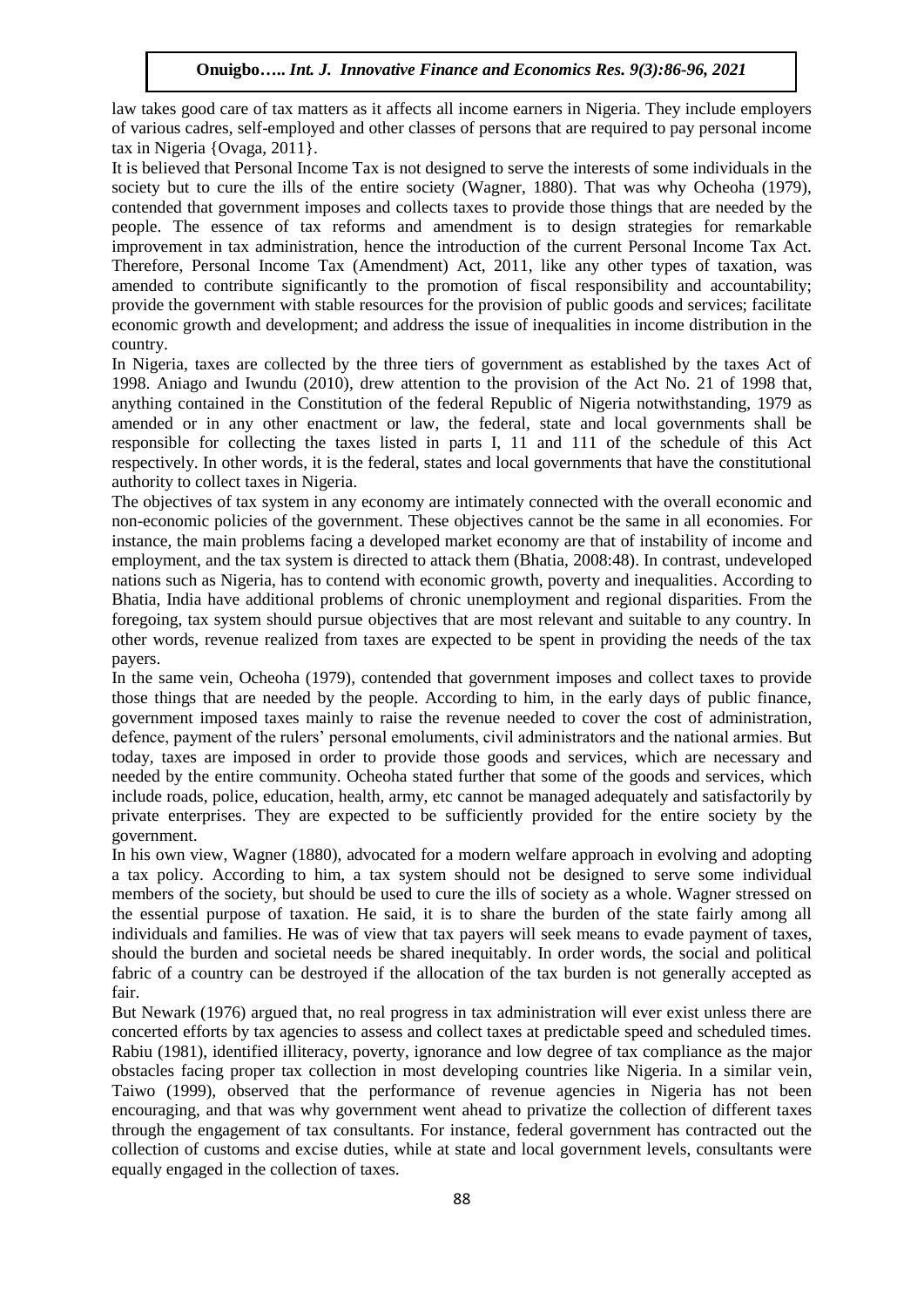law takes good care of tax matters as it affects all income earners in Nigeria. They include employers of various cadres, self-employed and other classes of persons that are required to pay personal income tax in Nigeria {Ovaga, 2011}.

It is believed that Personal Income Tax is not designed to serve the interests of some individuals in the society but to cure the ills of the entire society (Wagner, 1880). That was why Ocheoha (1979), contended that government imposes and collects taxes to provide those things that are needed by the people. The essence of tax reforms and amendment is to design strategies for remarkable improvement in tax administration, hence the introduction of the current Personal Income Tax Act. Therefore, Personal Income Tax (Amendment) Act, 2011, like any other types of taxation, was amended to contribute significantly to the promotion of fiscal responsibility and accountability; provide the government with stable resources for the provision of public goods and services; facilitate economic growth and development; and address the issue of inequalities in income distribution in the country.

In Nigeria, taxes are collected by the three tiers of government as established by the taxes Act of 1998. Aniago and Iwundu (2010), drew attention to the provision of the Act No. 21 of 1998 that, anything contained in the Constitution of the federal Republic of Nigeria notwithstanding, 1979 as amended or in any other enactment or law, the federal, state and local governments shall be responsible for collecting the taxes listed in parts I, 11 and 111 of the schedule of this Act respectively. In other words, it is the federal, states and local governments that have the constitutional authority to collect taxes in Nigeria.

The objectives of tax system in any economy are intimately connected with the overall economic and non-economic policies of the government. These objectives cannot be the same in all economies. For instance, the main problems facing a developed market economy are that of instability of income and employment, and the tax system is directed to attack them (Bhatia, 2008:48). In contrast, undeveloped nations such as Nigeria, has to contend with economic growth, poverty and inequalities. According to Bhatia, India have additional problems of chronic unemployment and regional disparities. From the foregoing, tax system should pursue objectives that are most relevant and suitable to any country. In other words, revenue realized from taxes are expected to be spent in providing the needs of the tax payers.

In the same vein, Ocheoha (1979), contended that government imposes and collect taxes to provide those things that are needed by the people. According to him, in the early days of public finance, government imposed taxes mainly to raise the revenue needed to cover the cost of administration, defence, payment of the rulers' personal emoluments, civil administrators and the national armies. But today, taxes are imposed in order to provide those goods and services, which are necessary and needed by the entire community. Ocheoha stated further that some of the goods and services, which include roads, police, education, health, army, etc cannot be managed adequately and satisfactorily by private enterprises. They are expected to be sufficiently provided for the entire society by the government.

In his own view, Wagner (1880), advocated for a modern welfare approach in evolving and adopting a tax policy. According to him, a tax system should not be designed to serve some individual members of the society, but should be used to cure the ills of society as a whole. Wagner stressed on the essential purpose of taxation. He said, it is to share the burden of the state fairly among all individuals and families. He was of view that tax payers will seek means to evade payment of taxes, should the burden and societal needs be shared inequitably. In order words, the social and political fabric of a country can be destroyed if the allocation of the tax burden is not generally accepted as fair.

But Newark (1976) argued that, no real progress in tax administration will ever exist unless there are concerted efforts by tax agencies to assess and collect taxes at predictable speed and scheduled times. Rabiu (1981), identified illiteracy, poverty, ignorance and low degree of tax compliance as the major obstacles facing proper tax collection in most developing countries like Nigeria. In a similar vein, Taiwo (1999), observed that the performance of revenue agencies in Nigeria has not been encouraging, and that was why government went ahead to privatize the collection of different taxes through the engagement of tax consultants. For instance, federal government has contracted out the collection of customs and excise duties, while at state and local government levels, consultants were equally engaged in the collection of taxes.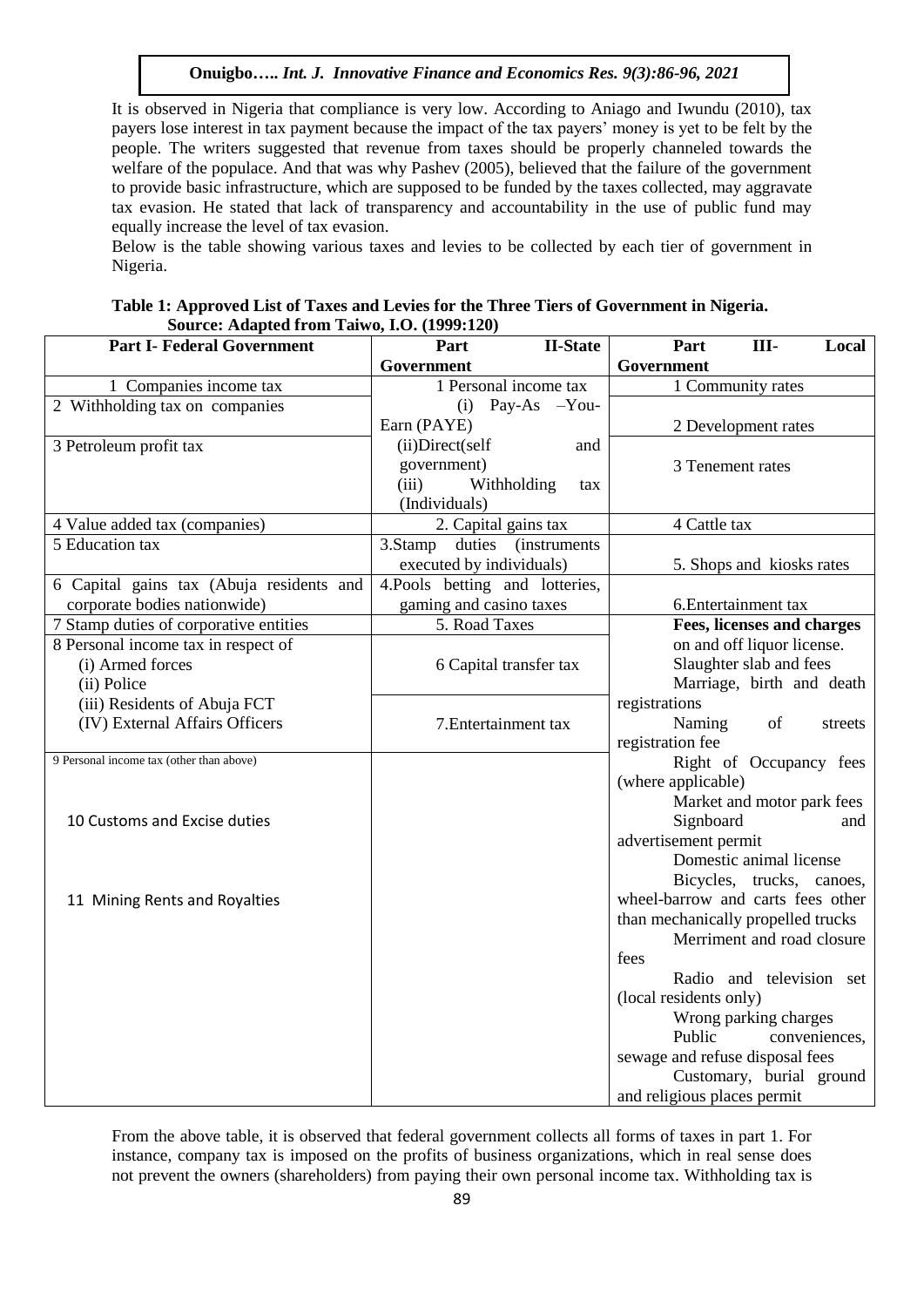It is observed in Nigeria that compliance is very low. According to Aniago and Iwundu (2010), tax payers lose interest in tax payment because the impact of the tax payers' money is yet to be felt by the people. The writers suggested that revenue from taxes should be properly channeled towards the welfare of the populace. And that was why Pashev (2005), believed that the failure of the government to provide basic infrastructure, which are supposed to be funded by the taxes collected, may aggravate tax evasion. He stated that lack of transparency and accountability in the use of public fund may equally increase the level of tax evasion.

Below is the table showing various taxes and levies to be collected by each tier of government in Nigeria.

**Table 1: Approved List of Taxes and Levies for the Three Tiers of Government in Nigeria.**
**Source: Adapted from Taiwo, I.O. (1999:120)**

| Part I- Federal Government | Part II-State Government | Part III- Local Government |
|---|---|---|
| 1 Companies income tax | 1 Personal income tax | 1 Community rates |
| 2 Withholding tax on companies | (i) Pay-As –You-Earn (PAYE) | 2 Development rates |
| 3 Petroleum profit tax | (ii)Direct(self and government)<br>(iii) Withholding tax (Individuals) | 3 Tenement rates |
| 4 Value added tax (companies) | 2. Capital gains tax | 4 Cattle tax |
| 5 Education tax | 3.Stamp duties (instruments executed by individuals) | 5. Shops and kiosks rates |
| 6 Capital gains tax (Abuja residents and corporate bodies nationwide) | 4.Pools betting and lotteries, gaming and casino taxes | 6.Entertainment tax |
| 7 Stamp duties of corporative entities | 5. Road Taxes | **Fees, licenses and charges** |
| 8 Personal income tax in respect of<br>(i) Armed forces<br>(ii) Police<br>(iii) Residents of Abuja FCT<br>(IV) External Affairs Officers | 6 Capital transfer tax<br>7.Entertainment tax | on and off liquor license.<br>Slaughter slab and fees<br>Marriage, birth and death registrations<br>Naming of streets registration fee |
| 9 Personal income tax (other than above)<br>10 Customs and Excise duties<br>11 Mining Rents and Royalties | | Right of Occupancy fees (where applicable)<br>Market and motor park fees<br>Signboard and advertisement permit<br>Domestic animal license<br>Bicycles, trucks, canoes, wheel-barrow and carts fees other than mechanically propelled trucks<br>Merriment and road closure fees<br>Radio and television set (local residents only)<br>Wrong parking charges<br>Public conveniences, sewage and refuse disposal fees<br>Customary, burial ground and religious places permit |

From the above table, it is observed that federal government collects all forms of taxes in part 1. For instance, company tax is imposed on the profits of business organizations, which in real sense does not prevent the owners (shareholders) from paying their own personal income tax. Withholding tax is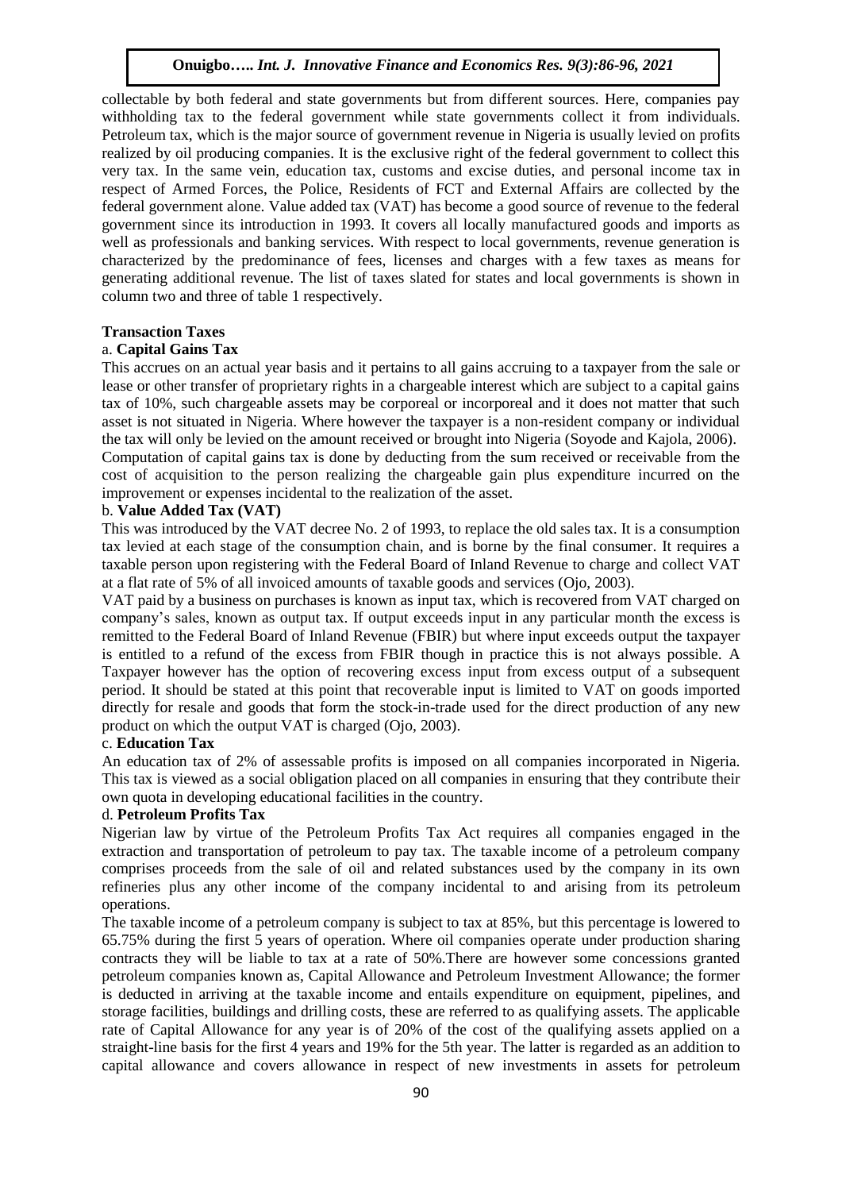collectable by both federal and state governments but from different sources. Here, companies pay withholding tax to the federal government while state governments collect it from individuals. Petroleum tax, which is the major source of government revenue in Nigeria is usually levied on profits realized by oil producing companies. It is the exclusive right of the federal government to collect this very tax. In the same vein, education tax, customs and excise duties, and personal income tax in respect of Armed Forces, the Police, Residents of FCT and External Affairs are collected by the federal government alone. Value added tax (VAT) has become a good source of revenue to the federal government since its introduction in 1993. It covers all locally manufactured goods and imports as well as professionals and banking services. With respect to local governments, revenue generation is characterized by the predominance of fees, licenses and charges with a few taxes as means for generating additional revenue. The list of taxes slated for states and local governments is shown in column two and three of table 1 respectively.

**Transaction Taxes**

a. **Capital Gains Tax**

This accrues on an actual year basis and it pertains to all gains accruing to a taxpayer from the sale or lease or other transfer of proprietary rights in a chargeable interest which are subject to a capital gains tax of 10%, such chargeable assets may be corporeal or incorporeal and it does not matter that such asset is not situated in Nigeria. Where however the taxpayer is a non-resident company or individual the tax will only be levied on the amount received or brought into Nigeria (Soyode and Kajola, 2006).

Computation of capital gains tax is done by deducting from the sum received or receivable from the cost of acquisition to the person realizing the chargeable gain plus expenditure incurred on the improvement or expenses incidental to the realization of the asset.

b. **Value Added Tax (VAT)**

This was introduced by the VAT decree No. 2 of 1993, to replace the old sales tax. It is a consumption tax levied at each stage of the consumption chain, and is borne by the final consumer. It requires a taxable person upon registering with the Federal Board of Inland Revenue to charge and collect VAT at a flat rate of 5% of all invoiced amounts of taxable goods and services (Ojo, 2003).

VAT paid by a business on purchases is known as input tax, which is recovered from VAT charged on company's sales, known as output tax. If output exceeds input in any particular month the excess is remitted to the Federal Board of Inland Revenue (FBIR) but where input exceeds output the taxpayer is entitled to a refund of the excess from FBIR though in practice this is not always possible. A Taxpayer however has the option of recovering excess input from excess output of a subsequent period. It should be stated at this point that recoverable input is limited to VAT on goods imported directly for resale and goods that form the stock-in-trade used for the direct production of any new product on which the output VAT is charged (Ojo, 2003).

c. **Education Tax**

An education tax of 2% of assessable profits is imposed on all companies incorporated in Nigeria. This tax is viewed as a social obligation placed on all companies in ensuring that they contribute their own quota in developing educational facilities in the country.

d. **Petroleum Profits Tax**

Nigerian law by virtue of the Petroleum Profits Tax Act requires all companies engaged in the extraction and transportation of petroleum to pay tax. The taxable income of a petroleum company comprises proceeds from the sale of oil and related substances used by the company in its own refineries plus any other income of the company incidental to and arising from its petroleum operations.

The taxable income of a petroleum company is subject to tax at 85%, but this percentage is lowered to 65.75% during the first 5 years of operation. Where oil companies operate under production sharing contracts they will be liable to tax at a rate of 50%.There are however some concessions granted petroleum companies known as, Capital Allowance and Petroleum Investment Allowance; the former is deducted in arriving at the taxable income and entails expenditure on equipment, pipelines, and storage facilities, buildings and drilling costs, these are referred to as qualifying assets. The applicable rate of Capital Allowance for any year is of 20% of the cost of the qualifying assets applied on a straight-line basis for the first 4 years and 19% for the 5th year. The latter is regarded as an addition to capital allowance and covers allowance in respect of new investments in assets for petroleum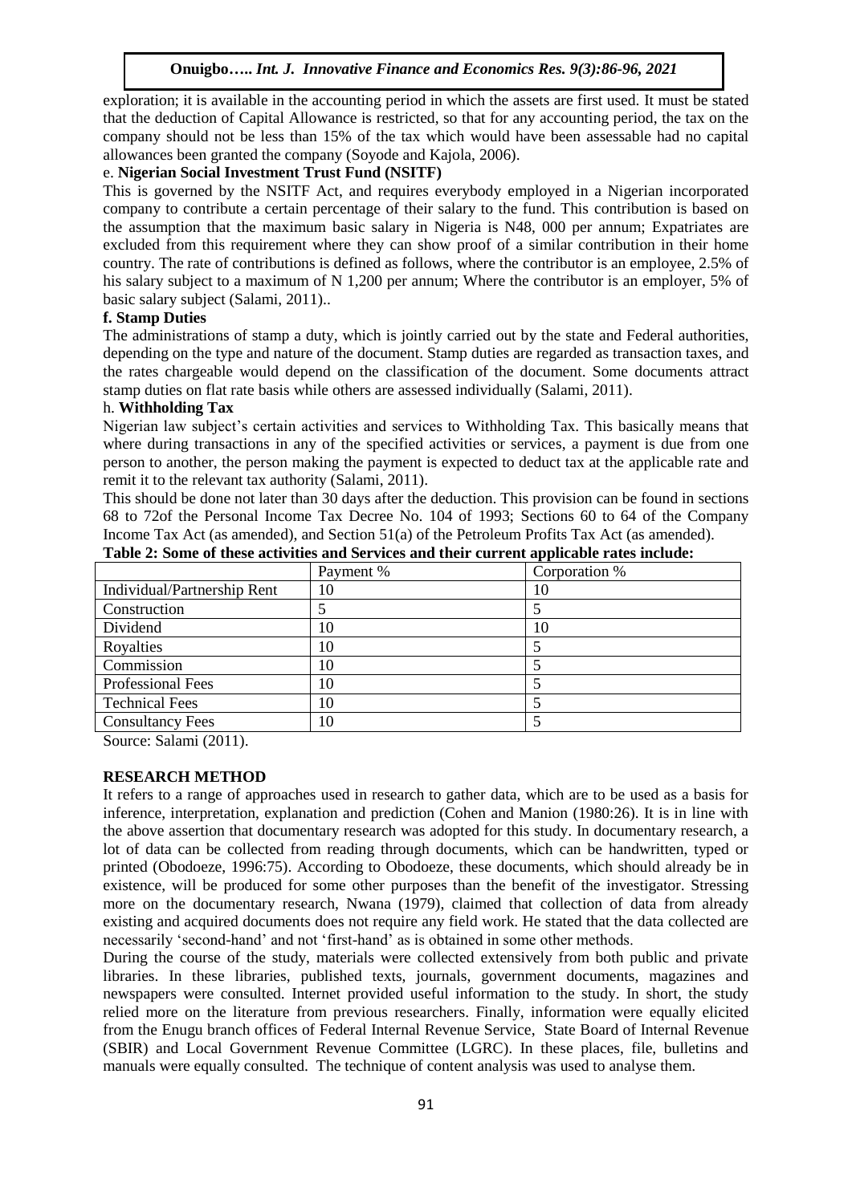exploration; it is available in the accounting period in which the assets are first used. It must be stated that the deduction of Capital Allowance is restricted, so that for any accounting period, the tax on the company should not be less than 15% of the tax which would have been assessable had no capital allowances been granted the company (Soyode and Kajola, 2006).

e. **Nigerian Social Investment Trust Fund (NSITF)**

This is governed by the NSITF Act, and requires everybody employed in a Nigerian incorporated company to contribute a certain percentage of their salary to the fund. This contribution is based on the assumption that the maximum basic salary in Nigeria is N48, 000 per annum; Expatriates are excluded from this requirement where they can show proof of a similar contribution in their home country. The rate of contributions is defined as follows, where the contributor is an employee, 2.5% of his salary subject to a maximum of N 1,200 per annum; Where the contributor is an employer, 5% of basic salary subject (Salami, 2011)..

**f. Stamp Duties**

The administrations of stamp a duty, which is jointly carried out by the state and Federal authorities, depending on the type and nature of the document. Stamp duties are regarded as transaction taxes, and the rates chargeable would depend on the classification of the document. Some documents attract stamp duties on flat rate basis while others are assessed individually (Salami, 2011).

h. **Withholding Tax**

Nigerian law subject's certain activities and services to Withholding Tax. This basically means that where during transactions in any of the specified activities or services, a payment is due from one person to another, the person making the payment is expected to deduct tax at the applicable rate and remit it to the relevant tax authority (Salami, 2011).

This should be done not later than 30 days after the deduction. This provision can be found in sections 68 to 72of the Personal Income Tax Decree No. 104 of 1993; Sections 60 to 64 of the Company Income Tax Act (as amended), and Section 51(a) of the Petroleum Profits Tax Act (as amended).

**Table 2: Some of these activities and Services and their current applicable rates include:**

| | Payment % | Corporation % |
|---|---|---|
| Individual/Partnership Rent | 10 | 10 |
| Construction | 5 | 5 |
| Dividend | 10 | 10 |
| Royalties | 10 | 5 |
| Commission | 10 | 5 |
| Professional Fees | 10 | 5 |
| Technical Fees | 10 | 5 |
| Consultancy Fees | 10 | 5 |

Source: Salami (2011).

## RESEARCH METHOD

It refers to a range of approaches used in research to gather data, which are to be used as a basis for inference, interpretation, explanation and prediction (Cohen and Manion (1980:26). It is in line with the above assertion that documentary research was adopted for this study. In documentary research, a lot of data can be collected from reading through documents, which can be handwritten, typed or printed (Obodoeze, 1996:75). According to Obodoeze, these documents, which should already be in existence, will be produced for some other purposes than the benefit of the investigator. Stressing more on the documentary research, Nwana (1979), claimed that collection of data from already existing and acquired documents does not require any field work. He stated that the data collected are necessarily 'second-hand' and not 'first-hand' as is obtained in some other methods.

During the course of the study, materials were collected extensively from both public and private libraries. In these libraries, published texts, journals, government documents, magazines and newspapers were consulted. Internet provided useful information to the study. In short, the study relied more on the literature from previous researchers. Finally, information were equally elicited from the Enugu branch offices of Federal Internal Revenue Service, State Board of Internal Revenue (SBIR) and Local Government Revenue Committee (LGRC). In these places, file, bulletins and manuals were equally consulted. The technique of content analysis was used to analyse them.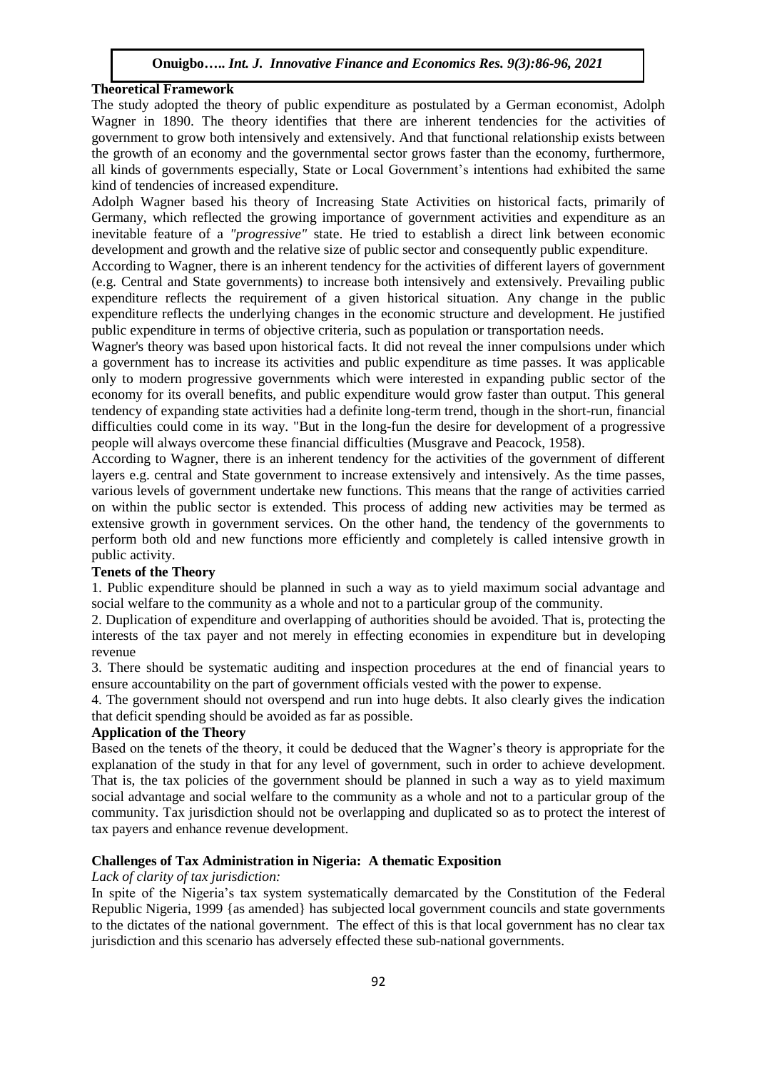**Theoretical Framework**

The study adopted the theory of public expenditure as postulated by a German economist, Adolph Wagner in 1890. The theory identifies that there are inherent tendencies for the activities of government to grow both intensively and extensively. And that functional relationship exists between the growth of an economy and the governmental sector grows faster than the economy, furthermore, all kinds of governments especially, State or Local Government's intentions had exhibited the same kind of tendencies of increased expenditure.

Adolph Wagner based his theory of Increasing State Activities on historical facts, primarily of Germany, which reflected the growing importance of government activities and expenditure as an inevitable feature of a *"progressive"* state. He tried to establish a direct link between economic development and growth and the relative size of public sector and consequently public expenditure.

According to Wagner, there is an inherent tendency for the activities of different layers of government (e.g. Central and State governments) to increase both intensively and extensively. Prevailing public expenditure reflects the requirement of a given historical situation. Any change in the public expenditure reflects the underlying changes in the economic structure and development. He justified public expenditure in terms of objective criteria, such as population or transportation needs.

Wagner's theory was based upon historical facts. It did not reveal the inner compulsions under which a government has to increase its activities and public expenditure as time passes. It was applicable only to modern progressive governments which were interested in expanding public sector of the economy for its overall benefits, and public expenditure would grow faster than output. This general tendency of expanding state activities had a definite long-term trend, though in the short-run, financial difficulties could come in its way. "But in the long-fun the desire for development of a progressive people will always overcome these financial difficulties (Musgrave and Peacock, 1958).

According to Wagner, there is an inherent tendency for the activities of the government of different layers e.g. central and State government to increase extensively and intensively. As the time passes, various levels of government undertake new functions. This means that the range of activities carried on within the public sector is extended. This process of adding new activities may be termed as extensive growth in government services. On the other hand, the tendency of the governments to perform both old and new functions more efficiently and completely is called intensive growth in public activity.

**Tenets of the Theory**

1. Public expenditure should be planned in such a way as to yield maximum social advantage and social welfare to the community as a whole and not to a particular group of the community.
2. Duplication of expenditure and overlapping of authorities should be avoided. That is, protecting the interests of the tax payer and not merely in effecting economies in expenditure but in developing revenue
3. There should be systematic auditing and inspection procedures at the end of financial years to ensure accountability on the part of government officials vested with the power to expense.
4. The government should not overspend and run into huge debts. It also clearly gives the indication that deficit spending should be avoided as far as possible.

**Application of the Theory**

Based on the tenets of the theory, it could be deduced that the Wagner's theory is appropriate for the explanation of the study in that for any level of government, such in order to achieve development. That is, the tax policies of the government should be planned in such a way as to yield maximum social advantage and social welfare to the community as a whole and not to a particular group of the community. Tax jurisdiction should not be overlapping and duplicated so as to protect the interest of tax payers and enhance revenue development.

**Challenges of Tax Administration in Nigeria: A thematic Exposition**

*Lack of clarity of tax jurisdiction:*

In spite of the Nigeria's tax system systematically demarcated by the Constitution of the Federal Republic Nigeria, 1999 {as amended} has subjected local government councils and state governments to the dictates of the national government. The effect of this is that local government has no clear tax jurisdiction and this scenario has adversely effected these sub-national governments.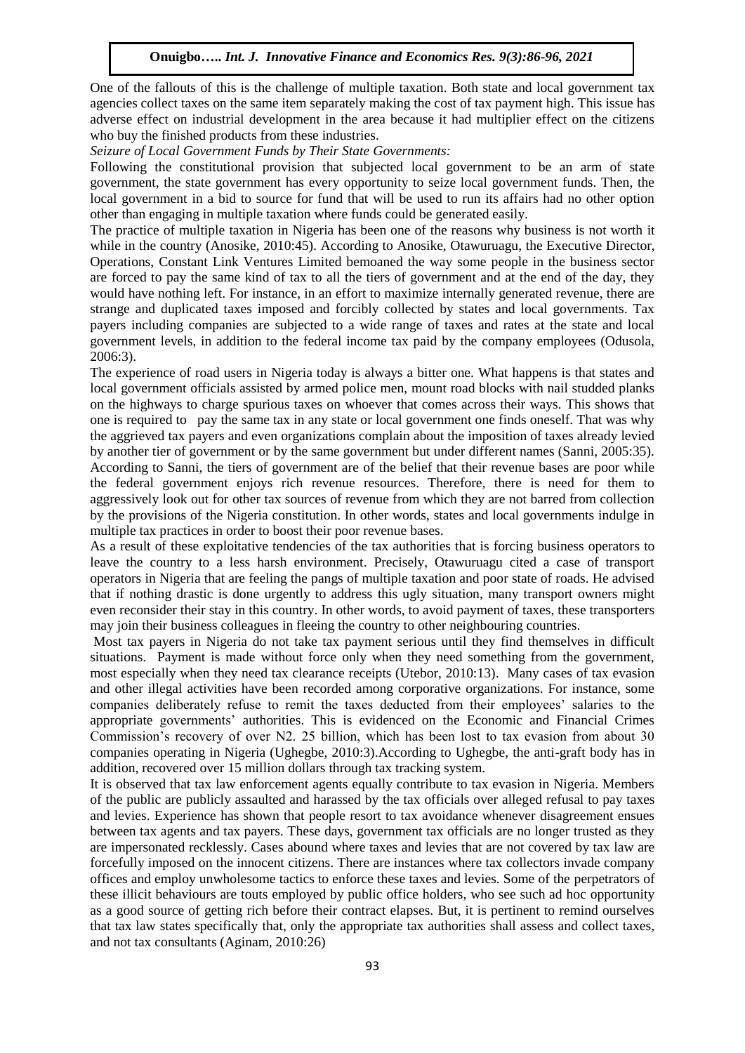One of the fallouts of this is the challenge of multiple taxation. Both state and local government tax agencies collect taxes on the same item separately making the cost of tax payment high. This issue has adverse effect on industrial development in the area because it had multiplier effect on the citizens who buy the finished products from these industries.

*Seizure of Local Government Funds by Their State Governments:*

Following the constitutional provision that subjected local government to be an arm of state government, the state government has every opportunity to seize local government funds. Then, the local government in a bid to source for fund that will be used to run its affairs had no other option other than engaging in multiple taxation where funds could be generated easily.

The practice of multiple taxation in Nigeria has been one of the reasons why business is not worth it while in the country (Anosike, 2010:45). According to Anosike, Otawuruagu, the Executive Director, Operations, Constant Link Ventures Limited bemoaned the way some people in the business sector are forced to pay the same kind of tax to all the tiers of government and at the end of the day, they would have nothing left. For instance, in an effort to maximize internally generated revenue, there are strange and duplicated taxes imposed and forcibly collected by states and local governments. Tax payers including companies are subjected to a wide range of taxes and rates at the state and local government levels, in addition to the federal income tax paid by the company employees (Odusola, 2006:3).

The experience of road users in Nigeria today is always a bitter one. What happens is that states and local government officials assisted by armed police men, mount road blocks with nail studded planks on the highways to charge spurious taxes on whoever that comes across their ways. This shows that one is required to pay the same tax in any state or local government one finds oneself. That was why the aggrieved tax payers and even organizations complain about the imposition of taxes already levied by another tier of government or by the same government but under different names (Sanni, 2005:35). According to Sanni, the tiers of government are of the belief that their revenue bases are poor while the federal government enjoys rich revenue resources. Therefore, there is need for them to aggressively look out for other tax sources of revenue from which they are not barred from collection by the provisions of the Nigeria constitution. In other words, states and local governments indulge in multiple tax practices in order to boost their poor revenue bases.

As a result of these exploitative tendencies of the tax authorities that is forcing business operators to leave the country to a less harsh environment. Precisely, Otawuruagu cited a case of transport operators in Nigeria that are feeling the pangs of multiple taxation and poor state of roads. He advised that if nothing drastic is done urgently to address this ugly situation, many transport owners might even reconsider their stay in this country. In other words, to avoid payment of taxes, these transporters may join their business colleagues in fleeing the country to other neighbouring countries.

Most tax payers in Nigeria do not take tax payment serious until they find themselves in difficult situations. Payment is made without force only when they need something from the government, most especially when they need tax clearance receipts (Utebor, 2010:13). Many cases of tax evasion and other illegal activities have been recorded among corporative organizations. For instance, some companies deliberately refuse to remit the taxes deducted from their employees' salaries to the appropriate governments' authorities. This is evidenced on the Economic and Financial Crimes Commission's recovery of over N2. 25 billion, which has been lost to tax evasion from about 30 companies operating in Nigeria (Ughegbe, 2010:3).According to Ughegbe, the anti-graft body has in addition, recovered over 15 million dollars through tax tracking system.

It is observed that tax law enforcement agents equally contribute to tax evasion in Nigeria. Members of the public are publicly assaulted and harassed by the tax officials over alleged refusal to pay taxes and levies. Experience has shown that people resort to tax avoidance whenever disagreement ensues between tax agents and tax payers. These days, government tax officials are no longer trusted as they are impersonated recklessly. Cases abound where taxes and levies that are not covered by tax law are forcefully imposed on the innocent citizens. There are instances where tax collectors invade company offices and employ unwholesome tactics to enforce these taxes and levies. Some of the perpetrators of these illicit behaviours are touts employed by public office holders, who see such ad hoc opportunity as a good source of getting rich before their contract elapses. But, it is pertinent to remind ourselves that tax law states specifically that, only the appropriate tax authorities shall assess and collect taxes, and not tax consultants (Aginam, 2010:26)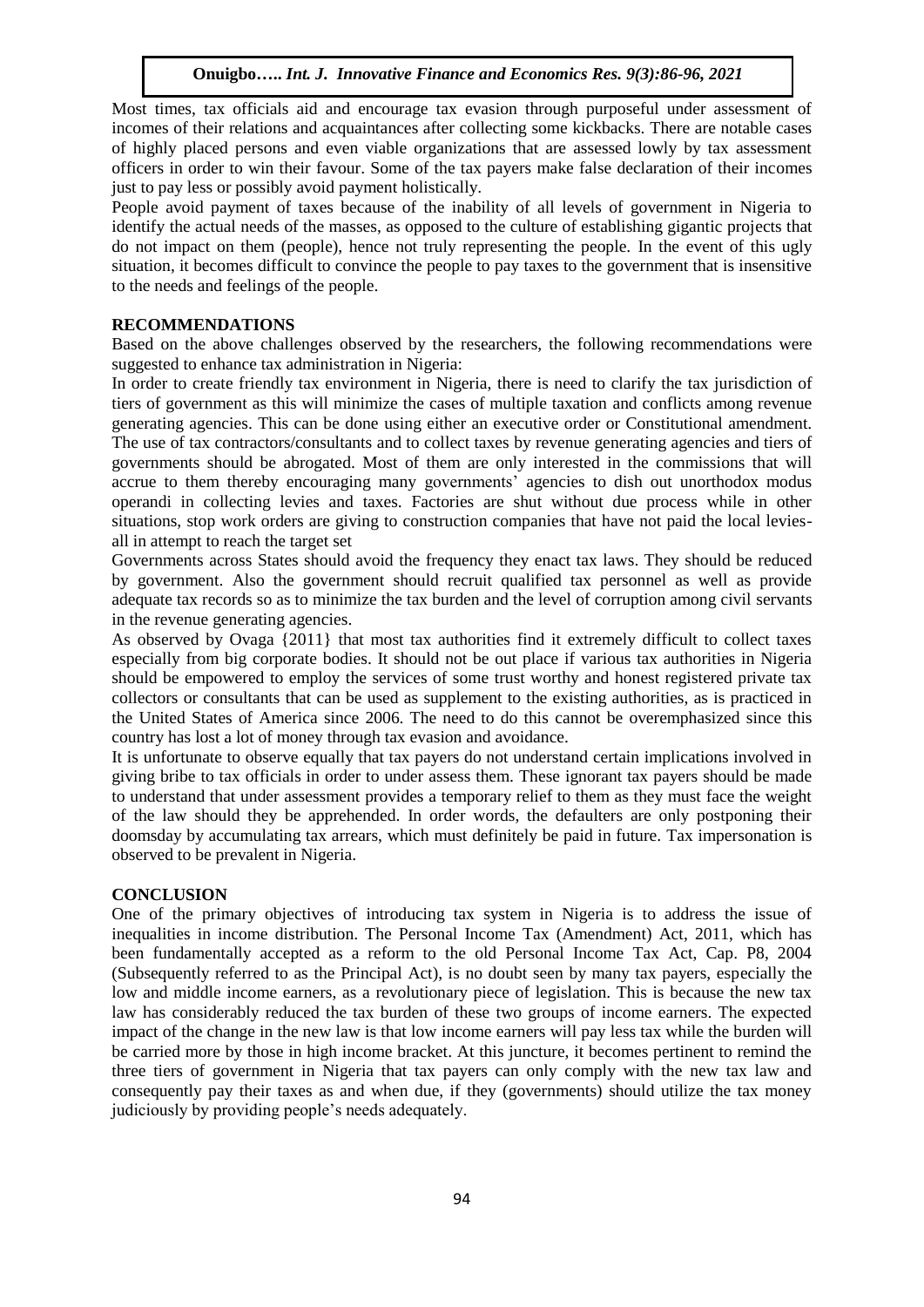Most times, tax officials aid and encourage tax evasion through purposeful under assessment of incomes of their relations and acquaintances after collecting some kickbacks. There are notable cases of highly placed persons and even viable organizations that are assessed lowly by tax assessment officers in order to win their favour. Some of the tax payers make false declaration of their incomes just to pay less or possibly avoid payment holistically.

People avoid payment of taxes because of the inability of all levels of government in Nigeria to identify the actual needs of the masses, as opposed to the culture of establishing gigantic projects that do not impact on them (people), hence not truly representing the people. In the event of this ugly situation, it becomes difficult to convince the people to pay taxes to the government that is insensitive to the needs and feelings of the people.

## RECOMMENDATIONS

Based on the above challenges observed by the researchers, the following recommendations were suggested to enhance tax administration in Nigeria:

In order to create friendly tax environment in Nigeria, there is need to clarify the tax jurisdiction of tiers of government as this will minimize the cases of multiple taxation and conflicts among revenue generating agencies. This can be done using either an executive order or Constitutional amendment.

The use of tax contractors/consultants and to collect taxes by revenue generating agencies and tiers of governments should be abrogated. Most of them are only interested in the commissions that will accrue to them thereby encouraging many governments' agencies to dish out unorthodox modus operandi in collecting levies and taxes. Factories are shut without due process while in other situations, stop work orders are giving to construction companies that have not paid the local levies- all in attempt to reach the target set

Governments across States should avoid the frequency they enact tax laws. They should be reduced by government. Also the government should recruit qualified tax personnel as well as provide adequate tax records so as to minimize the tax burden and the level of corruption among civil servants in the revenue generating agencies.

As observed by Ovaga {2011} that most tax authorities find it extremely difficult to collect taxes especially from big corporate bodies. It should not be out place if various tax authorities in Nigeria should be empowered to employ the services of some trust worthy and honest registered private tax collectors or consultants that can be used as supplement to the existing authorities, as is practiced in the United States of America since 2006. The need to do this cannot be overemphasized since this country has lost a lot of money through tax evasion and avoidance.

It is unfortunate to observe equally that tax payers do not understand certain implications involved in giving bribe to tax officials in order to under assess them. These ignorant tax payers should be made to understand that under assessment provides a temporary relief to them as they must face the weight of the law should they be apprehended. In order words, the defaulters are only postponing their doomsday by accumulating tax arrears, which must definitely be paid in future. Tax impersonation is observed to be prevalent in Nigeria.

## CONCLUSION

One of the primary objectives of introducing tax system in Nigeria is to address the issue of inequalities in income distribution. The Personal Income Tax (Amendment) Act, 2011, which has been fundamentally accepted as a reform to the old Personal Income Tax Act, Cap. P8, 2004 (Subsequently referred to as the Principal Act), is no doubt seen by many tax payers, especially the low and middle income earners, as a revolutionary piece of legislation. This is because the new tax law has considerably reduced the tax burden of these two groups of income earners. The expected impact of the change in the new law is that low income earners will pay less tax while the burden will be carried more by those in high income bracket. At this juncture, it becomes pertinent to remind the three tiers of government in Nigeria that tax payers can only comply with the new tax law and consequently pay their taxes as and when due, if they (governments) should utilize the tax money judiciously by providing people's needs adequately.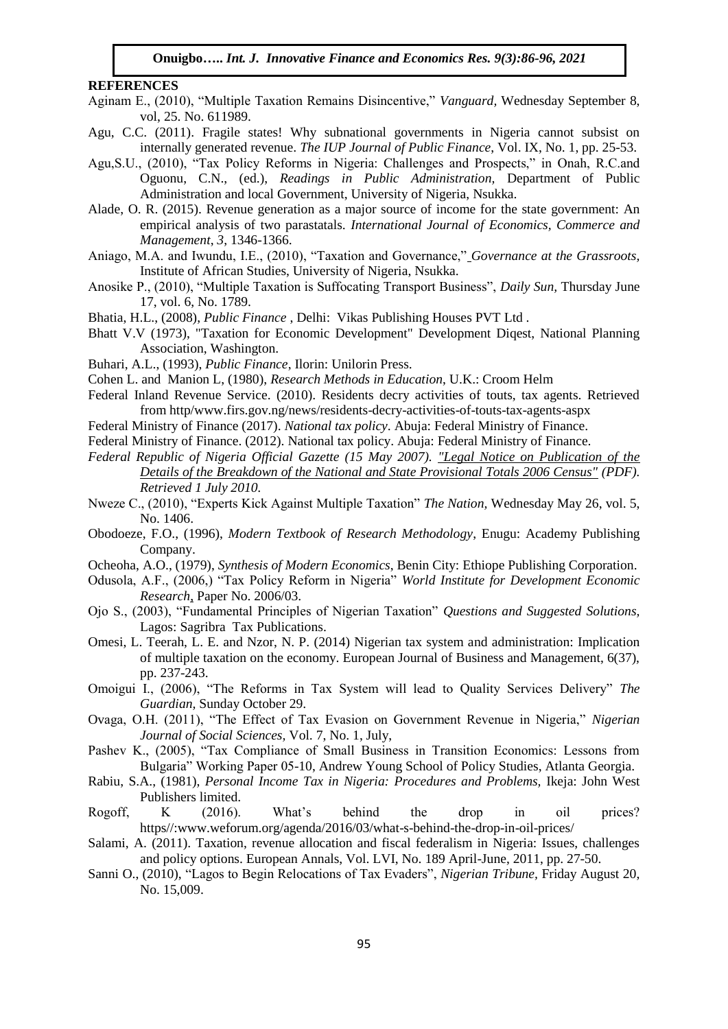**REFERENCES**

Aginam E., (2010), "Multiple Taxation Remains Disincentive," *Vanguard*, Wednesday September 8, vol, 25. No. 611989.

Agu, C.C. (2011). Fragile states! Why subnational governments in Nigeria cannot subsist on internally generated revenue. *The IUP Journal of Public Finance*, Vol. IX, No. 1, pp. 25-53.

Agu,S.U., (2010), "Tax Policy Reforms in Nigeria: Challenges and Prospects," in Onah, R.C.and Oguonu, C.N., (ed.), *Readings in Public Administration,* Department of Public Administration and local Government, University of Nigeria, Nsukka.

Alade, O. R. (2015). Revenue generation as a major source of income for the state government: An empirical analysis of two parastatals. *International Journal of Economics, Commerce and Management*, *3*, 1346-1366.

Aniago, M.A. and Iwundu, I.E., (2010), "Taxation and Governance," *Governance at the Grassroots,* Institute of African Studies, University of Nigeria, Nsukka.

Anosike P., (2010), "Multiple Taxation is Suffocating Transport Business", *Daily Sun*, Thursday June 17, vol. 6, No. 1789.

Bhatia, H.L., (2008), *Public Finance* , Delhi: Vikas Publishing Houses PVT Ltd .

Bhatt V.V (1973), "Taxation for Economic Development" Development Diqest, National Planning Association, Washington.

Buhari, A.L., (1993), *Public Finance*, Ilorin: Unilorin Press.

Cohen L. and Manion L, (1980), *Research Methods in Education*, U.K.: Croom Helm

Federal Inland Revenue Service. (2010). Residents decry activities of touts, tax agents. Retrieved from http/www.firs.gov.ng/news/residents-decry-activities-of-touts-tax-agents-aspx

Federal Ministry of Finance (2017). *National tax policy*. Abuja: Federal Ministry of Finance.

Federal Ministry of Finance. (2012). National tax policy. Abuja: Federal Ministry of Finance.

*Federal Republic of Nigeria Official Gazette (15 May 2007). "Legal Notice on Publication of the Details of the Breakdown of the National and State Provisional Totals 2006 Census" (PDF). Retrieved 1 July 2010.*

Nweze C., (2010), "Experts Kick Against Multiple Taxation" *The Nation,* Wednesday May 26, vol. 5, No. 1406.

Obodoeze, F.O., (1996), *Modern Textbook of Research Methodology*, Enugu: Academy Publishing Company.

Ocheoha, A.O., (1979), *Synthesis of Modern Economics*, Benin City: Ethiope Publishing Corporation.

Odusola, A.F., (2006,) "Tax Policy Reform in Nigeria" *World Institute for Development Economic Research*, Paper No. 2006/03.

Ojo S., (2003), "Fundamental Principles of Nigerian Taxation" *Questions and Suggested Solutions,* Lagos: Sagribra Tax Publications.

Omesi, L. Teerah, L. E. and Nzor, N. P. (2014) Nigerian tax system and administration: Implication of multiple taxation on the economy. European Journal of Business and Management, 6(37), pp. 237-243.

Omoigui I., (2006), "The Reforms in Tax System will lead to Quality Services Delivery" *The Guardian,* Sunday October 29.

Ovaga, O.H. (2011), "The Effect of Tax Evasion on Government Revenue in Nigeria," *Nigerian Journal of Social Sciences,* Vol. 7, No. 1, July,

Pashev K., (2005), "Tax Compliance of Small Business in Transition Economics: Lessons from Bulgaria" Working Paper 05-10, Andrew Young School of Policy Studies, Atlanta Georgia.

Rabiu, S.A., (1981), *Personal Income Tax in Nigeria: Procedures and Problems,* Ikeja: John West Publishers limited.

Rogoff, K (2016). What's behind the drop in oil prices? https//:www.weforum.org/agenda/2016/03/what-s-behind-the-drop-in-oil-prices/

Salami, A. (2011). Taxation, revenue allocation and fiscal federalism in Nigeria: Issues, challenges and policy options. European Annals, Vol. LVI, No. 189 April-June, 2011, pp. 27-50.

Sanni O., (2010), "Lagos to Begin Relocations of Tax Evaders", *Nigerian Tribune,* Friday August 20, No. 15,009.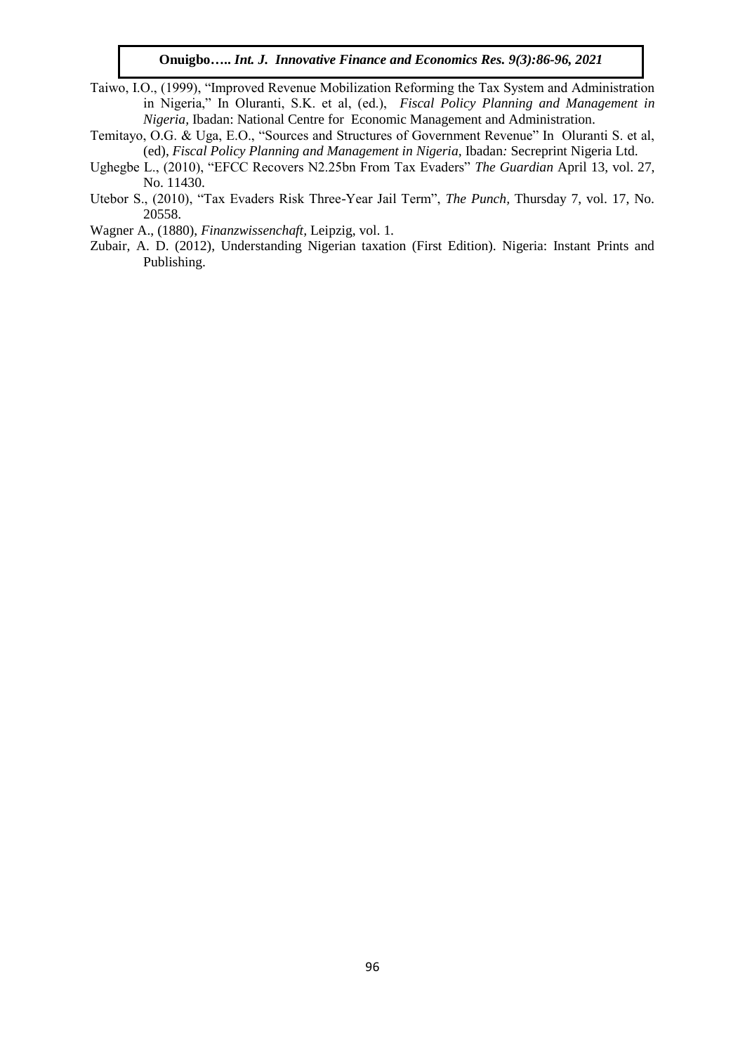Taiwo, I.O., (1999), "Improved Revenue Mobilization Reforming the Tax System and Administration in Nigeria," In Oluranti, S.K. et al, (ed.), *Fiscal Policy Planning and Management in Nigeria,* Ibadan: National Centre for Economic Management and Administration.

Temitayo, O.G. & Uga, E.O., "Sources and Structures of Government Revenue" In Oluranti S. et al, (ed), *Fiscal Policy Planning and Management in Nigeria,* Ibadan*:* Secreprint Nigeria Ltd.

Ughegbe L., (2010), "EFCC Recovers N2.25bn From Tax Evaders" *The Guardian* April 13, vol. 27, No. 11430.

Utebor S., (2010), "Tax Evaders Risk Three-Year Jail Term", *The Punch*, Thursday 7, vol. 17, No. 20558.

Wagner A., (1880), *Finanzwissenchaft,* Leipzig, vol. 1.

Zubair, A. D. (2012), Understanding Nigerian taxation (First Edition). Nigeria: Instant Prints and Publishing.